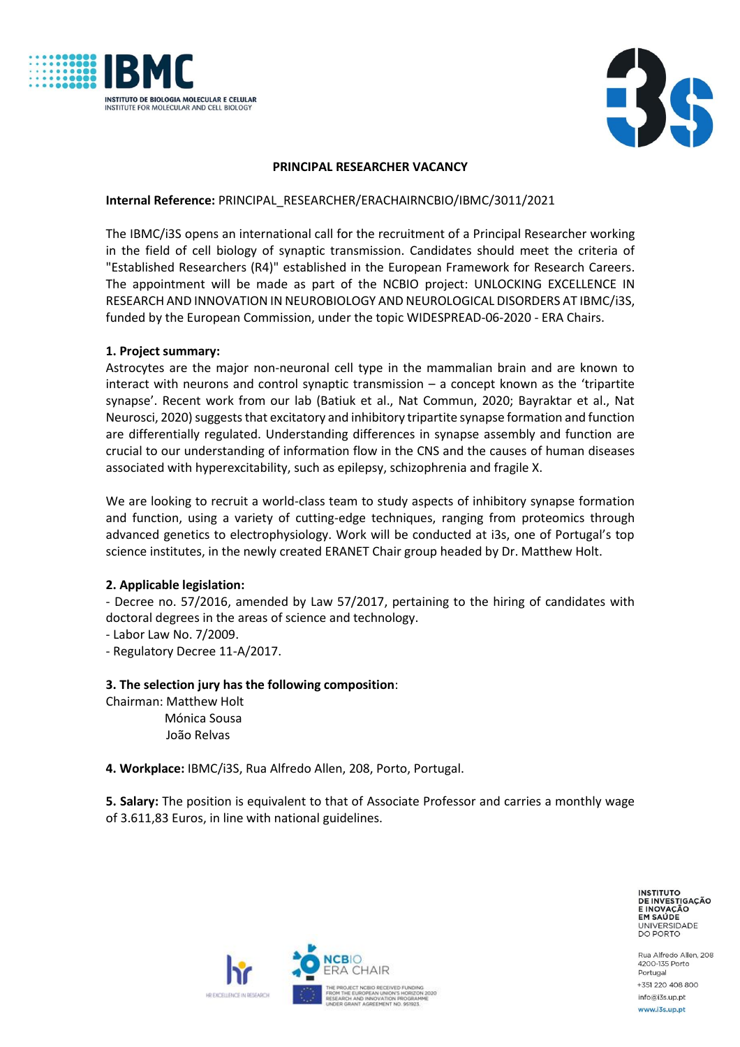## PRINCIPAL RESEARCHER VACANCY

**Internal Reference:** PRINCIPAL_RESEARCHER/ERACHAIRNCBIO/IBMC/3011/2021

The IBMC/i3S opens an international call for the recruitment of a Principal Researcher working in the field of cell biology of synaptic transmission. Candidates should meet the criteria of "Established Researchers (R4)" established in the European Framework for Research Careers. The appointment will be made as part of the NCBIO project: UNLOCKING EXCELLENCE IN RESEARCH AND INNOVATION IN NEUROBIOLOGY AND NEUROLOGICAL DISORDERS AT IBMC/i3S, funded by the European Commission, under the topic WIDESPREAD-06-2020 - ERA Chairs.

**1. Project summary:**
Astrocytes are the major non-neuronal cell type in the mammalian brain and are known to interact with neurons and control synaptic transmission – a concept known as the 'tripartite synapse'. Recent work from our lab (Batiuk et al., Nat Commun, 2020; Bayraktar et al., Nat Neurosci, 2020) suggests that excitatory and inhibitory tripartite synapse formation and function are differentially regulated. Understanding differences in synapse assembly and function are crucial to our understanding of information flow in the CNS and the causes of human diseases associated with hyperexcitability, such as epilepsy, schizophrenia and fragile X.

We are looking to recruit a world-class team to study aspects of inhibitory synapse formation and function, using a variety of cutting-edge techniques, ranging from proteomics through advanced genetics to electrophysiology. Work will be conducted at i3s, one of Portugal's top science institutes, in the newly created ERANET Chair group headed by Dr. Matthew Holt.

**2. Applicable legislation:**
- Decree no. 57/2016, amended by Law 57/2017, pertaining to the hiring of candidates with doctoral degrees in the areas of science and technology.
- Labor Law No. 7/2009.
- Regulatory Decree 11-A/2017.

**3. The selection jury has the following composition**:
Chairman: Matthew Holt
Mónica Sousa
João Relvas

**4. Workplace:** IBMC/i3S, Rua Alfredo Allen, 208, Porto, Portugal.

**5. Salary:** The position is equivalent to that of Associate Professor and carries a monthly wage of 3.611,83 Euros, in line with national guidelines.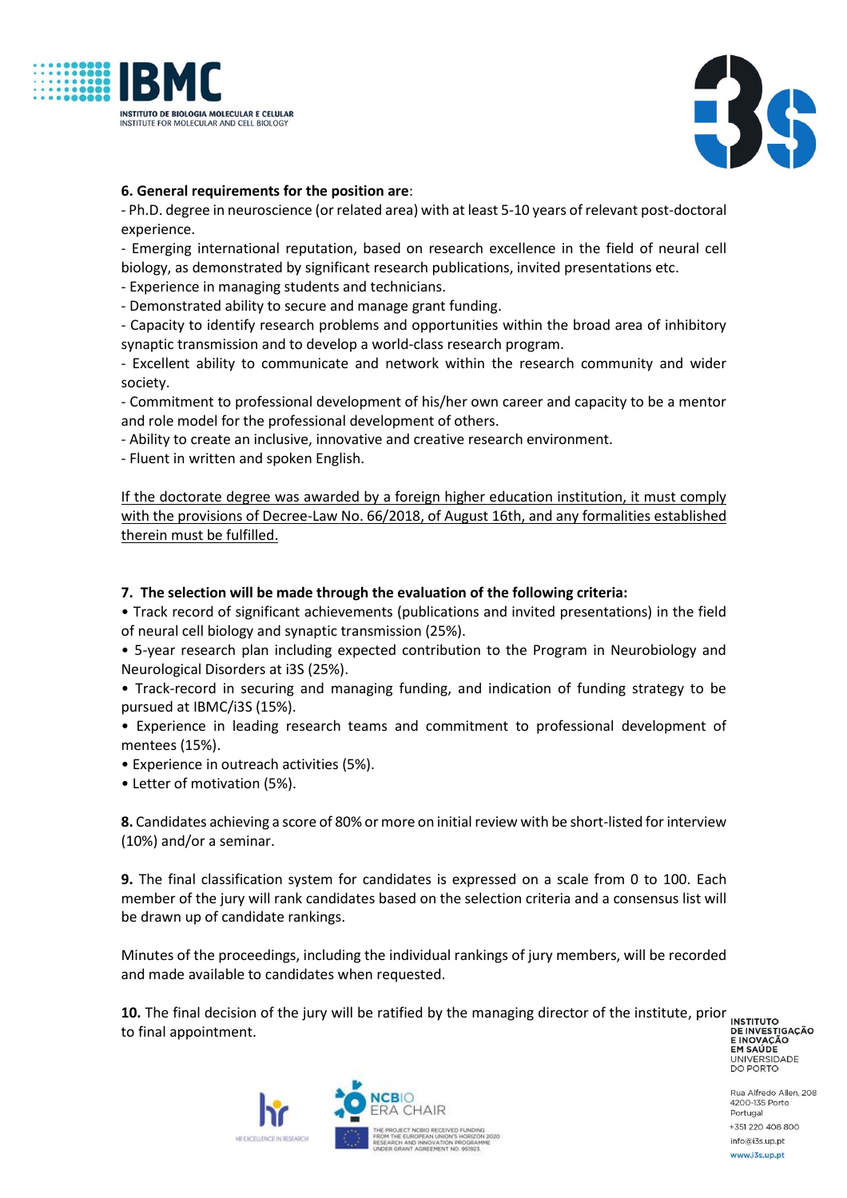**6. General requirements for the position are**:

- Ph.D. degree in neuroscience (or related area) with at least 5-10 years of relevant post-doctoral experience.
- Emerging international reputation, based on research excellence in the field of neural cell biology, as demonstrated by significant research publications, invited presentations etc.
- Experience in managing students and technicians.
- Demonstrated ability to secure and manage grant funding.
- Capacity to identify research problems and opportunities within the broad area of inhibitory synaptic transmission and to develop a world-class research program.
- Excellent ability to communicate and network within the research community and wider society.
- Commitment to professional development of his/her own career and capacity to be a mentor and role model for the professional development of others.
- Ability to create an inclusive, innovative and creative research environment.
- Fluent in written and spoken English.

<u>If the doctorate degree was awarded by a foreign higher education institution, it must comply with the provisions of Decree-Law No. 66/2018, of August 16th, and any formalities established therein must be fulfilled.</u>

**7. The selection will be made through the evaluation of the following criteria:**

- Track record of significant achievements (publications and invited presentations) in the field of neural cell biology and synaptic transmission (25%).
- 5-year research plan including expected contribution to the Program in Neurobiology and Neurological Disorders at i3S (25%).
- Track-record in securing and managing funding, and indication of funding strategy to be pursued at IBMC/i3S (15%).
- Experience in leading research teams and commitment to professional development of mentees (15%).
- Experience in outreach activities (5%).
- Letter of motivation (5%).

**8.** Candidates achieving a score of 80% or more on initial review with be short-listed for interview (10%) and/or a seminar.

**9.** The final classification system for candidates is expressed on a scale from 0 to 100. Each member of the jury will rank candidates based on the selection criteria and a consensus list will be drawn up of candidate rankings.

Minutes of the proceedings, including the individual rankings of jury members, will be recorded and made available to candidates when requested.

**10.** The final decision of the jury will be ratified by the managing director of the institute, prior to final appointment.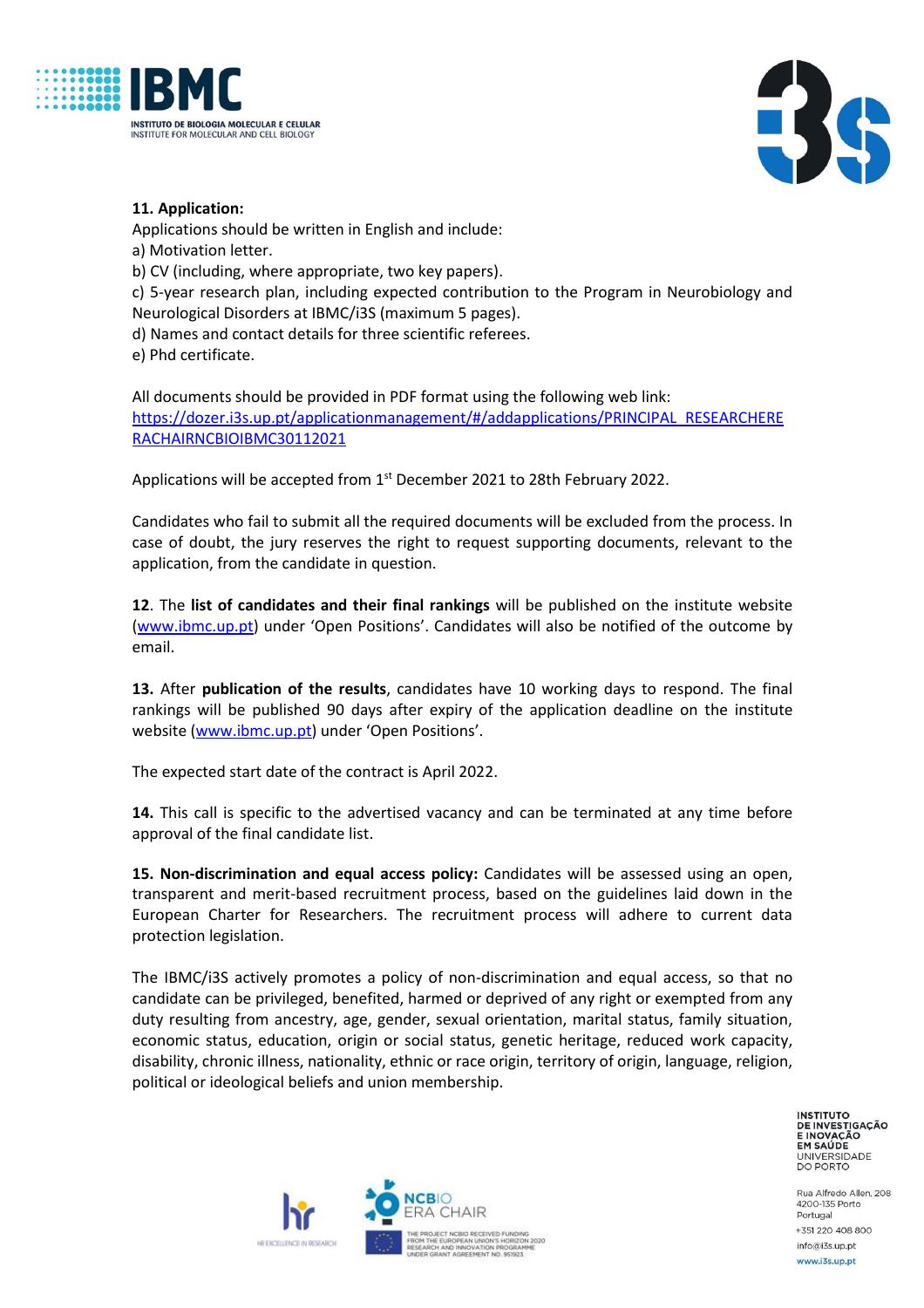**11. Application:**

Applications should be written in English and include:

a) Motivation letter.

b) CV (including, where appropriate, two key papers).

c) 5-year research plan, including expected contribution to the Program in Neurobiology and Neurological Disorders at IBMC/i3S (maximum 5 pages).

d) Names and contact details for three scientific referees.

e) Phd certificate.

All documents should be provided in PDF format using the following web link: [https://dozer.i3s.up.pt/applicationmanagement/#/addapplications/PRINCIPAL_RESEARCHERERACHAIRNCBIOIBMC30112021](https://dozer.i3s.up.pt/applicationmanagement/#/addapplications/PRINCIPAL_RESEARCHERERACHAIRNCBIOIBMC30112021)

Applications will be accepted from 1st December 2021 to 28th February 2022.

Candidates who fail to submit all the required documents will be excluded from the process. In case of doubt, the jury reserves the right to request supporting documents, relevant to the application, from the candidate in question.

**12**. The **list of candidates and their final rankings** will be published on the institute website ([www.ibmc.up.pt](www.ibmc.up.pt)) under 'Open Positions'. Candidates will also be notified of the outcome by email.

**13.** After **publication of the results**, candidates have 10 working days to respond. The final rankings will be published 90 days after expiry of the application deadline on the institute website ([www.ibmc.up.pt](www.ibmc.up.pt)) under 'Open Positions'.

The expected start date of the contract is April 2022.

**14.** This call is specific to the advertised vacancy and can be terminated at any time before approval of the final candidate list.

**15. Non-discrimination and equal access policy:** Candidates will be assessed using an open, transparent and merit-based recruitment process, based on the guidelines laid down in the European Charter for Researchers. The recruitment process will adhere to current data protection legislation.

The IBMC/i3S actively promotes a policy of non-discrimination and equal access, so that no candidate can be privileged, benefited, harmed or deprived of any right or exempted from any duty resulting from ancestry, age, gender, sexual orientation, marital status, family situation, economic status, education, origin or social status, genetic heritage, reduced work capacity, disability, chronic illness, nationality, ethnic or race origin, territory of origin, language, religion, political or ideological beliefs and union membership.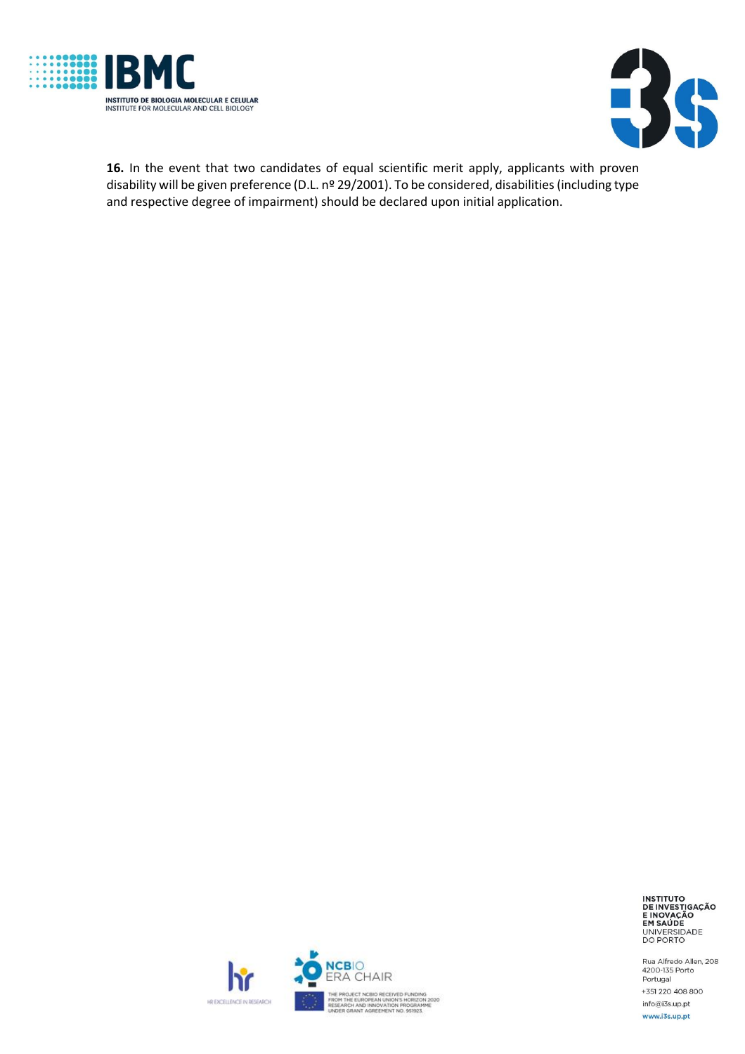**16.** In the event that two candidates of equal scientific merit apply, applicants with proven disability will be given preference (D.L. nº 29/2001). To be considered, disabilities (including type and respective degree of impairment) should be declared upon initial application.